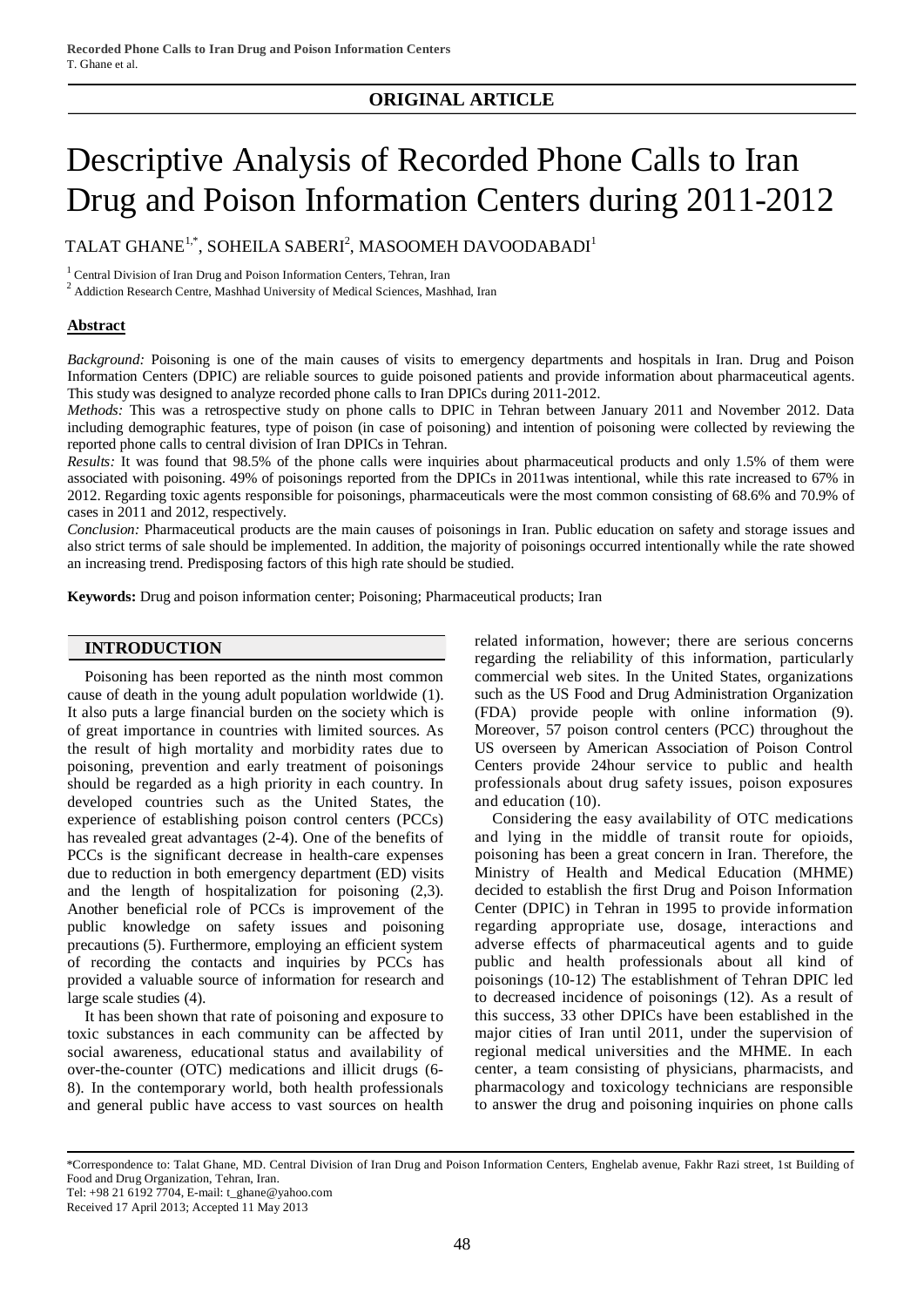**ORIGINAL ARTICLE**

# Descriptive Analysis of Recorded Phone Calls to Iran Drug and Poison Information Centers during 2011-2012

TALAT GHANE[1,*], SOHEILA SABERI[2], MASOOMEH DAVOODABADI[1]

[1] Central Division of Iran Drug and Poison Information Centers, Tehran, Iran

[2] Addiction Research Centre, Mashhad University of Medical Sciences, Mashhad, Iran

## Abstract

*Background:* Poisoning is one of the main causes of visits to emergency departments and hospitals in Iran. Drug and Poison Information Centers (DPIC) are reliable sources to guide poisoned patients and provide information about pharmaceutical agents. This study was designed to analyze recorded phone calls to Iran DPICs during 2011-2012.

*Methods:* This was a retrospective study on phone calls to DPIC in Tehran between January 2011 and November 2012. Data including demographic features, type of poison (in case of poisoning) and intention of poisoning were collected by reviewing the reported phone calls to central division of Iran DPICs in Tehran.

*Results:* It was found that 98.5% of the phone calls were inquiries about pharmaceutical products and only 1.5% of them were associated with poisoning. 49% of poisonings reported from the DPICs in 2011was intentional, while this rate increased to 67% in 2012. Regarding toxic agents responsible for poisonings, pharmaceuticals were the most common consisting of 68.6% and 70.9% of cases in 2011 and 2012, respectively.

*Conclusion:* Pharmaceutical products are the main causes of poisonings in Iran. Public education on safety and storage issues and also strict terms of sale should be implemented. In addition, the majority of poisonings occurred intentionally while the rate showed an increasing trend. Predisposing factors of this high rate should be studied.

**Keywords:** Drug and poison information center; Poisoning; Pharmaceutical products; Iran

## INTRODUCTION

Poisoning has been reported as the ninth most common cause of death in the young adult population worldwide (1). It also puts a large financial burden on the society which is of great importance in countries with limited sources. As the result of high mortality and morbidity rates due to poisoning, prevention and early treatment of poisonings should be regarded as a high priority in each country. In developed countries such as the United States, the experience of establishing poison control centers (PCCs) has revealed great advantages (2-4). One of the benefits of PCCs is the significant decrease in health-care expenses due to reduction in both emergency department (ED) visits and the length of hospitalization for poisoning (2,3). Another beneficial role of PCCs is improvement of the public knowledge on safety issues and poisoning precautions (5). Furthermore, employing an efficient system of recording the contacts and inquiries by PCCs has provided a valuable source of information for research and large scale studies (4).

It has been shown that rate of poisoning and exposure to toxic substances in each community can be affected by social awareness, educational status and availability of over-the-counter (OTC) medications and illicit drugs (6-8). In the contemporary world, both health professionals and general public have access to vast sources on health related information, however; there are serious concerns regarding the reliability of this information, particularly commercial web sites. In the United States, organizations such as the US Food and Drug Administration Organization (FDA) provide people with online information (9). Moreover, 57 poison control centers (PCC) throughout the US overseen by American Association of Poison Control Centers provide 24hour service to public and health professionals about drug safety issues, poison exposures and education (10).

Considering the easy availability of OTC medications and lying in the middle of transit route for opioids, poisoning has been a great concern in Iran. Therefore, the Ministry of Health and Medical Education (MHME) decided to establish the first Drug and Poison Information Center (DPIC) in Tehran in 1995 to provide information regarding appropriate use, dosage, interactions and adverse effects of pharmaceutical agents and to guide public and health professionals about all kind of poisonings (10-12) The establishment of Tehran DPIC led to decreased incidence of poisonings (12). As a result of this success, 33 other DPICs have been established in the major cities of Iran until 2011, under the supervision of regional medical universities and the MHME. In each center, a team consisting of physicians, pharmacists, and pharmacology and toxicology technicians are responsible to answer the drug and poisoning inquiries on phone calls

\*Correspondence to: Talat Ghane, MD. Central Division of Iran Drug and Poison Information Centers, Enghelab avenue, Fakhr Razi street, 1st Building of Food and Drug Organization, Tehran, Iran.
Tel: +98 21 6192 7704, E-mail: t_ghane@yahoo.com
Received 17 April 2013; Accepted 11 May 2013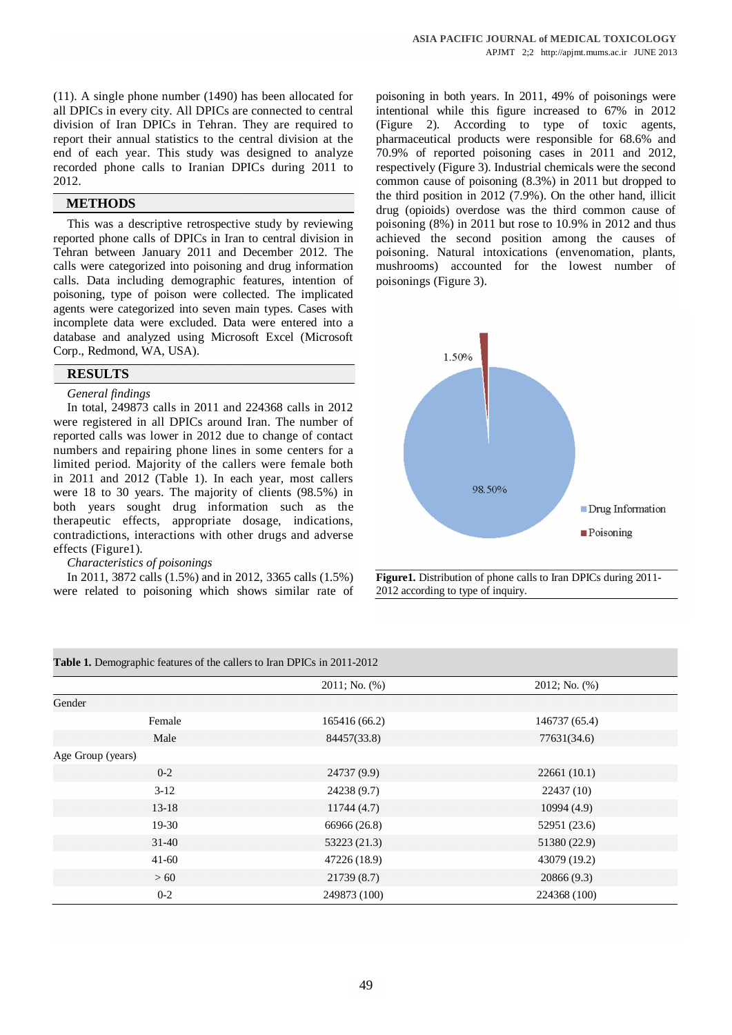(11). A single phone number (1490) has been allocated for all DPICs in every city. All DPICs are connected to central division of Iran DPICs in Tehran. They are required to report their annual statistics to the central division at the end of each year. This study was designed to analyze recorded phone calls to Iranian DPICs during 2011 to 2012.

## METHODS

This was a descriptive retrospective study by reviewing reported phone calls of DPICs in Iran to central division in Tehran between January 2011 and December 2012. The calls were categorized into poisoning and drug information calls. Data including demographic features, intention of poisoning, type of poison were collected. The implicated agents were categorized into seven main types. Cases with incomplete data were excluded. Data were entered into a database and analyzed using Microsoft Excel (Microsoft Corp., Redmond, WA, USA).

## RESULTS

*General findings*

In total, 249873 calls in 2011 and 224368 calls in 2012 were registered in all DPICs around Iran. The number of reported calls was lower in 2012 due to change of contact numbers and repairing phone lines in some centers for a limited period. Majority of the callers were female both in 2011 and 2012 (Table 1). In each year, most callers were 18 to 30 years. The majority of clients (98.5%) in both years sought drug information such as the therapeutic effects, appropriate dosage, indications, contradictions, interactions with other drugs and adverse effects (Figure1).

*Characteristics of poisonings*

In 2011, 3872 calls (1.5%) and in 2012, 3365 calls (1.5%) were related to poisoning which shows similar rate of poisoning in both years. In 2011, 49% of poisonings were intentional while this figure increased to 67% in 2012 (Figure 2). According to type of toxic agents, pharmaceutical products were responsible for 68.6% and 70.9% of reported poisoning cases in 2011 and 2012, respectively (Figure 3). Industrial chemicals were the second common cause of poisoning (8.3%) in 2011 but dropped to the third position in 2012 (7.9%). On the other hand, illicit drug (opioids) overdose was the third common cause of poisoning (8%) in 2011 but rose to 10.9% in 2012 and thus achieved the second position among the causes of poisoning. Natural intoxications (envenomation, plants, mushrooms) accounted for the lowest number of poisonings (Figure 3).

1.50%

98.50%

Drug Information

Poisoning

**Figure1.** Distribution of phone calls to Iran DPICs during 2011-2012 according to type of inquiry.

**Table 1.** Demographic features of the callers to Iran DPICs in 2011-2012

| | 2011; No. (%) | 2012; No. (%) |
|---|---|---|
| Gender | | |
| Female | 165416 (66.2) | 146737 (65.4) |
| Male | 84457(33.8) | 77631(34.6) |
| Age Group (years) | | |
| 0-2 | 24737 (9.9) | 22661 (10.1) |
| 3-12 | 24238 (9.7) | 22437 (10) |
| 13-18 | 11744 (4.7) | 10994 (4.9) |
| 19-30 | 66966 (26.8) | 52951 (23.6) |
| 31-40 | 53223 (21.3) | 51380 (22.9) |
| 41-60 | 47226 (18.9) | 43079 (19.2) |
| > 60 | 21739 (8.7) | 20866 (9.3) |
| 0-2 | 249873 (100) | 224368 (100) |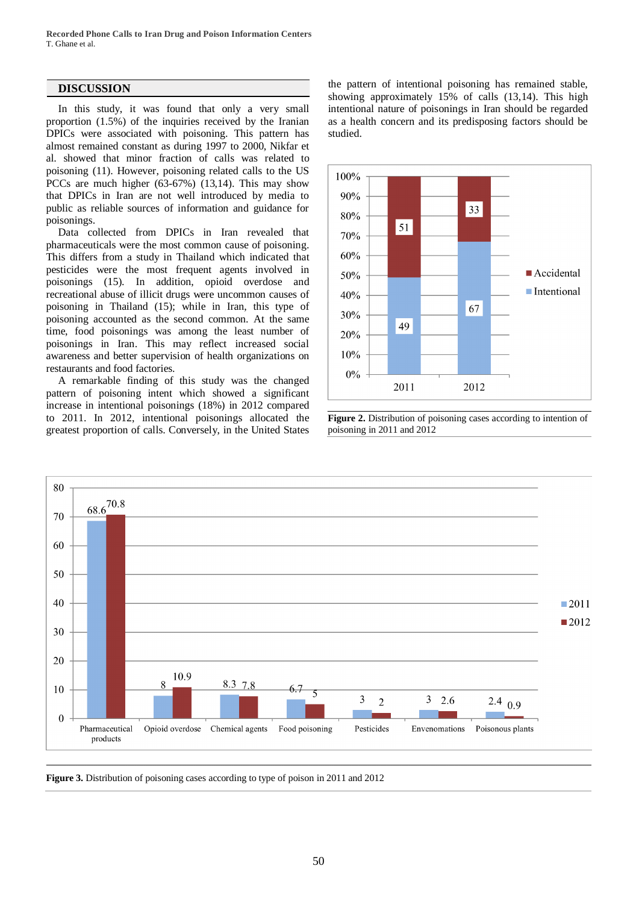## DISCUSSION

In this study, it was found that only a very small proportion (1.5%) of the inquiries received by the Iranian DPICs were associated with poisoning. This pattern has almost remained constant as during 1997 to 2000, Nikfar et al. showed that minor fraction of calls was related to poisoning (11). However, poisoning related calls to the US PCCs are much higher (63-67%) (13,14). This may show that DPICs in Iran are not well introduced by media to public as reliable sources of information and guidance for poisonings.

Data collected from DPICs in Iran revealed that pharmaceuticals were the most common cause of poisoning. This differs from a study in Thailand which indicated that pesticides were the most frequent agents involved in poisonings (15). In addition, opioid overdose and recreational abuse of illicit drugs were uncommon causes of poisoning in Thailand (15); while in Iran, this type of poisoning accounted as the second common. At the same time, food poisonings was among the least number of poisonings in Iran. This may reflect increased social awareness and better supervision of health organizations on restaurants and food factories.

A remarkable finding of this study was the changed pattern of poisoning intent which showed a significant increase in intentional poisonings (18%) in 2012 compared to 2011. In 2012, intentional poisonings allocated the greatest proportion of calls. Conversely, in the United States the pattern of intentional poisoning has remained stable, showing approximately 15% of calls (13,14). This high intentional nature of poisonings in Iran should be regarded as a health concern and its predisposing factors should be studied.

| | 2011 | 2012 |
|---|---|---|
| Accidental | 51 | 33 |
| Intentional | 49 | 67 |

**Figure 2.** Distribution of poisoning cases according to intention of poisoning in 2011 and 2012

| | 2011 | 2012 |
|---|---|---|
| Pharmaceutical products | 68.6 | 70.8 |
| Opioid overdose | 8 | 10.9 |
| Chemical agents | 8.3 | 7.8 |
| Food poisoning | 6.7 | 5 |
| Pesticides | 3 | 2 |
| Envenomations | 3 | 2.6 |
| Poisonous plants | 2.4 | 0.9 |

**Figure 3.** Distribution of poisoning cases according to type of poison in 2011 and 2012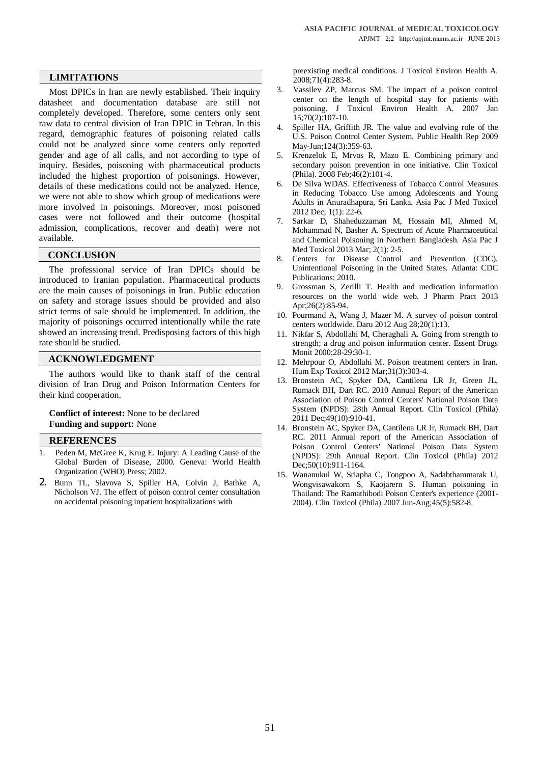## LIMITATIONS

Most DPICs in Iran are newly established. Their inquiry datasheet and documentation database are still not completely developed. Therefore, some centers only sent raw data to central division of Iran DPIC in Tehran. In this regard, demographic features of poisoning related calls could not be analyzed since some centers only reported gender and age of all calls, and not according to type of inquiry. Besides, poisoning with pharmaceutical products included the highest proportion of poisonings. However, details of these medications could not be analyzed. Hence, we were not able to show which group of medications were more involved in poisonings. Moreover, most poisoned cases were not followed and their outcome (hospital admission, complications, recover and death) were not available.

## CONCLUSION

The professional service of Iran DPICs should be introduced to Iranian population. Pharmaceutical products are the main causes of poisonings in Iran. Public education on safety and storage issues should be provided and also strict terms of sale should be implemented. In addition, the majority of poisonings occurred intentionally while the rate showed an increasing trend. Predisposing factors of this high rate should be studied.

## ACKNOWLEDGMENT

The authors would like to thank staff of the central division of Iran Drug and Poison Information Centers for their kind cooperation.

**Conflict of interest:** None to be declared
**Funding and support:** None

## REFERENCES

1. Peden M, McGree K, Krug E. Injury: A Leading Cause of the Global Burden of Disease, 2000. Geneva: World Health Organization (WHO) Press; 2002.
2. Bunn TL, Slavova S, Spiller HA, Colvin J, Bathke A, Nicholson VJ. The effect of poison control center consultation on accidental poisoning inpatient hospitalizations with preexisting medical conditions. J Toxicol Environ Health A. 2008;71(4):283-8.
3. Vassilev ZP, Marcus SM. The impact of a poison control center on the length of hospital stay for patients with poisoning. J Toxicol Environ Health A. 2007 Jan 15;70(2):107-10.
4. Spiller HA, Griffith JR. The value and evolving role of the U.S. Poison Control Center System. Public Health Rep 2009 May-Jun;124(3):359-63.
5. Krenzelok E, Mrvos R, Mazo E. Combining primary and secondary poison prevention in one initiative. Clin Toxicol (Phila). 2008 Feb;46(2):101-4.
6. De Silva WDAS. Effectiveness of Tobacco Control Measures in Reducing Tobacco Use among Adolescents and Young Adults in Anuradhapura, Sri Lanka. Asia Pac J Med Toxicol 2012 Dec; 1(1): 22-6.
7. Sarkar D, Shaheduzzaman M, Hossain MI, Ahmed M, Mohammad N, Basher A. Spectrum of Acute Pharmaceutical and Chemical Poisoning in Northern Bangladesh. Asia Pac J Med Toxicol 2013 Mar; 2(1): 2-5.
8. Centers for Disease Control and Prevention (CDC). Unintentional Poisoning in the United States. Atlanta: CDC Publications; 2010.
9. Grossman S, Zerilli T. Health and medication information resources on the world wide web. J Pharm Pract 2013 Apr;26(2):85-94.
10. Pourmand A, Wang J, Mazer M. A survey of poison control centers worldwide. Daru 2012 Aug 28;20(1):13.
11. Nikfar S, Abdollahi M, Cheraghali A. Going from strength to strength; a drug and poison information center. Essent Drugs Monit 2000;28-29:30-1.
12. Mehrpour O, Abdollahi M. Poison treatment centers in Iran. Hum Exp Toxicol 2012 Mar;31(3):303-4.
13. Bronstein AC, Spyker DA, Cantilena LR Jr, Green JL, Rumack BH, Dart RC. 2010 Annual Report of the American Association of Poison Control Centers' National Poison Data System (NPDS): 28th Annual Report. Clin Toxicol (Phila) 2011 Dec;49(10):910-41.
14. Bronstein AC, Spyker DA, Cantilena LR Jr, Rumack BH, Dart RC. 2011 Annual report of the American Association of Poison Control Centers' National Poison Data System (NPDS): 29th Annual Report. Clin Toxicol (Phila) 2012 Dec;50(10):911-1164.
15. Wananukul W, Sriapha C, Tongpoo A, Sadabthammarak U, Wongvisawakorn S, Kaojarern S. Human poisoning in Thailand: The Ramathibodi Poison Center's experience (2001-2004). Clin Toxicol (Phila) 2007 Jun-Aug;45(5):582-8.